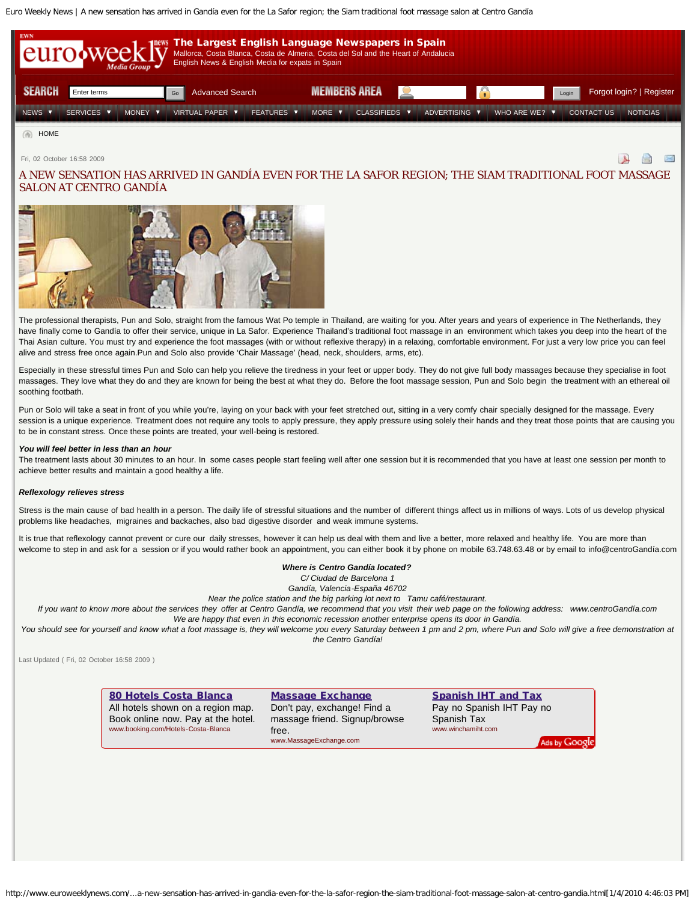Fri, 02 October 16:58 2009

# A NEW SENSATION HAS ARRIVED IN GANDÍA EVEN FOR THE LA SAFOR REGION; THE SIAM TRADITIONAL FOOT MASSAGE SALON AT CENTRO GANDÍA

The professional therapists, Pun and Solo, straight from the famous Wat Po temple in Thailand, are waiting for you. After years and years of experience in The Netherlands, they have finally come to Gandía to offer their service, unique in La Safor. Experience Thailand's traditional foot massage in an environment which takes you deep into the heart of the Thai Asian culture. You must try and experience the foot massages (with or without reflexive therapy) in a relaxing, comfortable environment. For just a very low price you can feel alive and stress free once again.Pun and Solo also provide 'Chair Massage' (head, neck, shoulders, arms, etc).

Especially in these stressful times Pun and Solo can help you relieve the tiredness in your feet or upper body. They do not give full body massages because they specialise in foot massages. They love what they do and they are known for being the best at what they do. Before the foot massage session, Pun and Solo begin the treatment with an ethereal oil soothing footbath.

Pun or Solo will take a seat in front of you while you're, laying on your back with your feet stretched out, sitting in a very comfy chair specially designed for the massage. Every session is a unique experience. Treatment does not require any tools to apply pressure, they apply pressure using solely their hands and they treat those points that are causing you to be in constant stress. Once these points are treated, your well-being is restored.

***You will feel better in less than an hour***

The treatment lasts about 30 minutes to an hour. In some cases people start feeling well after one session but it is recommended that you have at least one session per month to achieve better results and maintain a good healthy a life.

***Reflexology relieves stress***

Stress is the main cause of bad health in a person. The daily life of stressful situations and the number of different things affect us in millions of ways. Lots of us develop physical problems like headaches, migraines and backaches, also bad digestive disorder and weak immune systems.

It is true that reflexology cannot prevent or cure our daily stresses, however it can help us deal with them and live a better, more relaxed and healthy life. You are more than welcome to step in and ask for a session or if you would rather book an appointment, you can either book it by phone on mobile 63.748.63.48 or by email to info@centroGandía.com

***Where is Centro Gandía located?***

*C/ Ciudad de Barcelona 1*

*Gandía, Valencia-España 46702*

*Near the police station and the big parking lot next to Tamu café/restaurant.*

*If you want to know more about the services they offer at Centro Gandía, we recommend that you visit their web page on the following address: www.centroGandía.com*

*We are happy that even in this economic recession another enterprise opens its door in Gandía.*

*You should see for yourself and know what a foot massage is, they will welcome you every Saturday between 1 pm and 2 pm, where Pun and Solo will give a free demonstration at the Centro Gandía!*

Last Updated ( Fri, 02 October 16:58 2009 )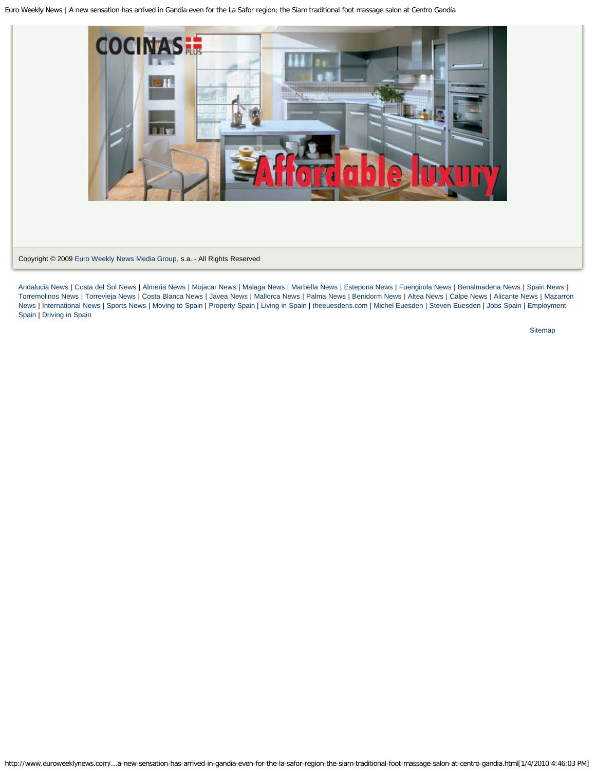Copyright © 2009 Euro Weekly News Media Group, s.a. - All Rights Reserved

Andalucia News | Costa del Sol News | Almeria News | Mojacar News | Malaga News | Marbella News | Estepona News | Fuengirola News | Benalmadena News | Spain News | Torremolinos News | Torrevieja News | Costa Blanca News | Javea News | Mallorca News | Palma News | Benidorm News | Altea News | Calpe News | Alicante News | Mazarron News | International News | Sports News | Moving to Spain | Property Spain | Living in Spain | theeuesdens.com | Michel Euesden | Steven Euesden | Jobs Spain | Employment Spain | Driving in Spain

Sitemap